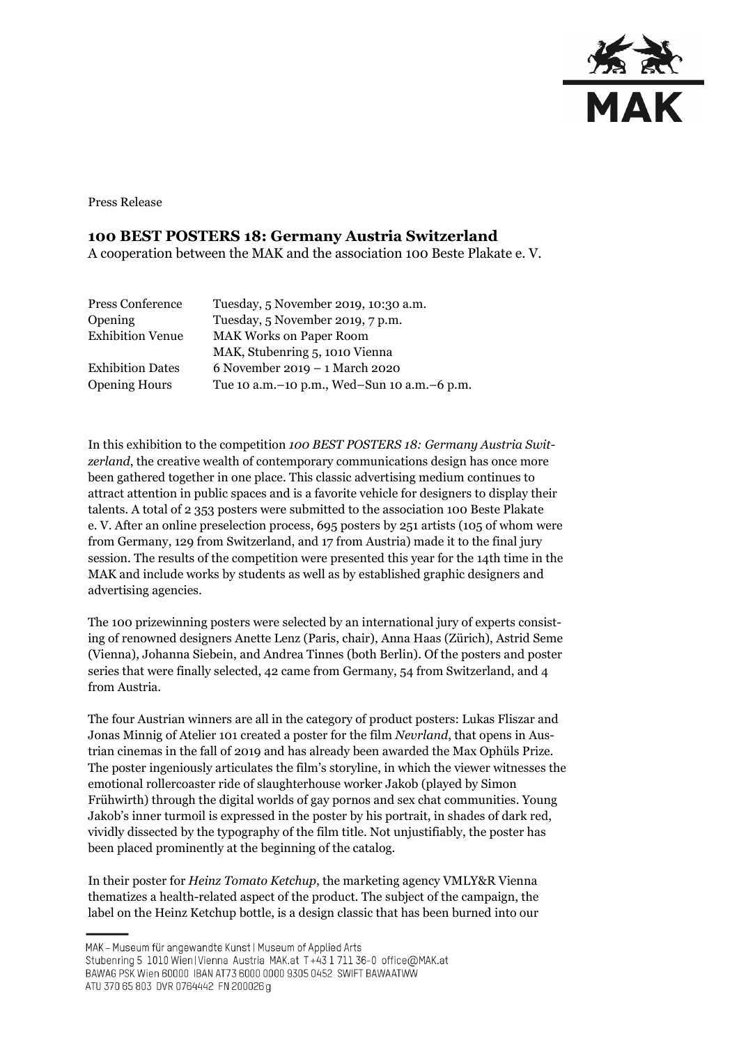Press Release

# 100 BEST POSTERS 18: Germany Austria Switzerland

A cooperation between the MAK and the association 100 Beste Plakate e. V.

| | |
|---|---|
| Press Conference | Tuesday, 5 November 2019, 10:30 a.m. |
| Opening | Tuesday, 5 November 2019, 7 p.m. |
| Exhibition Venue | MAK Works on Paper Room<br>MAK, Stubenring 5, 1010 Vienna |
| Exhibition Dates | 6 November 2019 – 1 March 2020 |
| Opening Hours | Tue 10 a.m.–10 p.m., Wed–Sun 10 a.m.–6 p.m. |

In this exhibition to the competition *100 BEST POSTERS 18: Germany Austria Switzerland*, the creative wealth of contemporary communications design has once more been gathered together in one place. This classic advertising medium continues to attract attention in public spaces and is a favorite vehicle for designers to display their talents. A total of 2 353 posters were submitted to the association 100 Beste Plakate e. V. After an online preselection process, 695 posters by 251 artists (105 of whom were from Germany, 129 from Switzerland, and 17 from Austria) made it to the final jury session. The results of the competition were presented this year for the 14th time in the MAK and include works by students as well as by established graphic designers and advertising agencies.

The 100 prizewinning posters were selected by an international jury of experts consisting of renowned designers Anette Lenz (Paris, chair), Anna Haas (Zürich), Astrid Seme (Vienna), Johanna Siebein, and Andrea Tinnes (both Berlin). Of the posters and poster series that were finally selected, 42 came from Germany, 54 from Switzerland, and 4 from Austria.

The four Austrian winners are all in the category of product posters: Lukas Fliszar and Jonas Minnig of Atelier 101 created a poster for the film *Nevrland*, that opens in Austrian cinemas in the fall of 2019 and has already been awarded the Max Ophüls Prize. The poster ingeniously articulates the film's storyline, in which the viewer witnesses the emotional rollercoaster ride of slaughterhouse worker Jakob (played by Simon Frühwirth) through the digital worlds of gay pornos and sex chat communities. Young Jakob's inner turmoil is expressed in the poster by his portrait, in shades of dark red, vividly dissected by the typography of the film title. Not unjustifiably, the poster has been placed prominently at the beginning of the catalog.

In their poster for *Heinz Tomato Ketchup*, the marketing agency VMLY&R Vienna thematizes a health-related aspect of the product. The subject of the campaign, the label on the Heinz Ketchup bottle, is a design classic that has been burned into our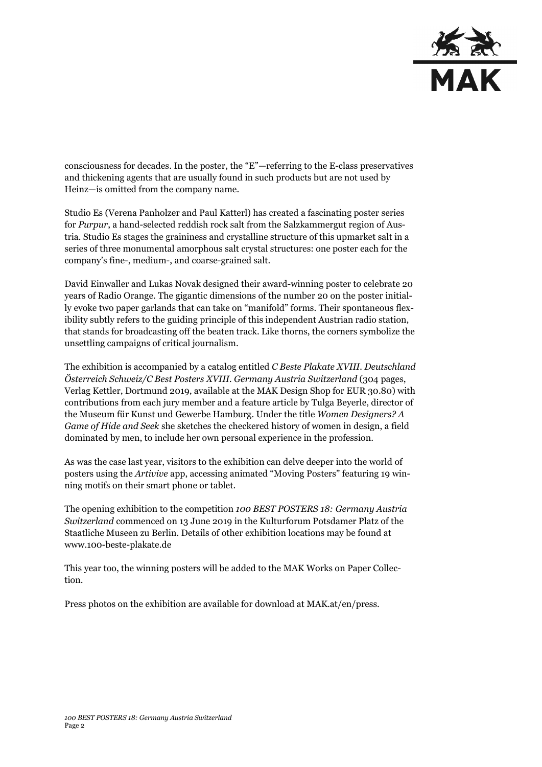consciousness for decades. In the poster, the "E"—referring to the E-class preservatives and thickening agents that are usually found in such products but are not used by Heinz—is omitted from the company name.

Studio Es (Verena Panholzer and Paul Katterl) has created a fascinating poster series for *Purpur*, a hand-selected reddish rock salt from the Salzkammergut region of Austria. Studio Es stages the graininess and crystalline structure of this upmarket salt in a series of three monumental amorphous salt crystal structures: one poster each for the company's fine-, medium-, and coarse-grained salt.

David Einwaller and Lukas Novak designed their award-winning poster to celebrate 20 years of Radio Orange. The gigantic dimensions of the number 20 on the poster initially evoke two paper garlands that can take on "manifold" forms. Their spontaneous flexibility subtly refers to the guiding principle of this independent Austrian radio station, that stands for broadcasting off the beaten track. Like thorns, the corners symbolize the unsettling campaigns of critical journalism.

The exhibition is accompanied by a catalog entitled *C Beste Plakate XVIII. Deutschland Österreich Schweiz/C Best Posters XVIII. Germany Austria Switzerland* (304 pages, Verlag Kettler, Dortmund 2019, available at the MAK Design Shop for EUR 30.80) with contributions from each jury member and a feature article by Tulga Beyerle, director of the Museum für Kunst und Gewerbe Hamburg. Under the title *Women Designers? A Game of Hide and Seek* she sketches the checkered history of women in design, a field dominated by men, to include her own personal experience in the profession.

As was the case last year, visitors to the exhibition can delve deeper into the world of posters using the *Artivive* app, accessing animated "Moving Posters" featuring 19 winning motifs on their smart phone or tablet.

The opening exhibition to the competition *100 BEST POSTERS 18: Germany Austria Switzerland* commenced on 13 June 2019 in the Kulturforum Potsdamer Platz of the Staatliche Museen zu Berlin. Details of other exhibition locations may be found at www.100-beste-plakate.de

This year too, the winning posters will be added to the MAK Works on Paper Collection.

Press photos on the exhibition are available for download at MAK.at/en/press.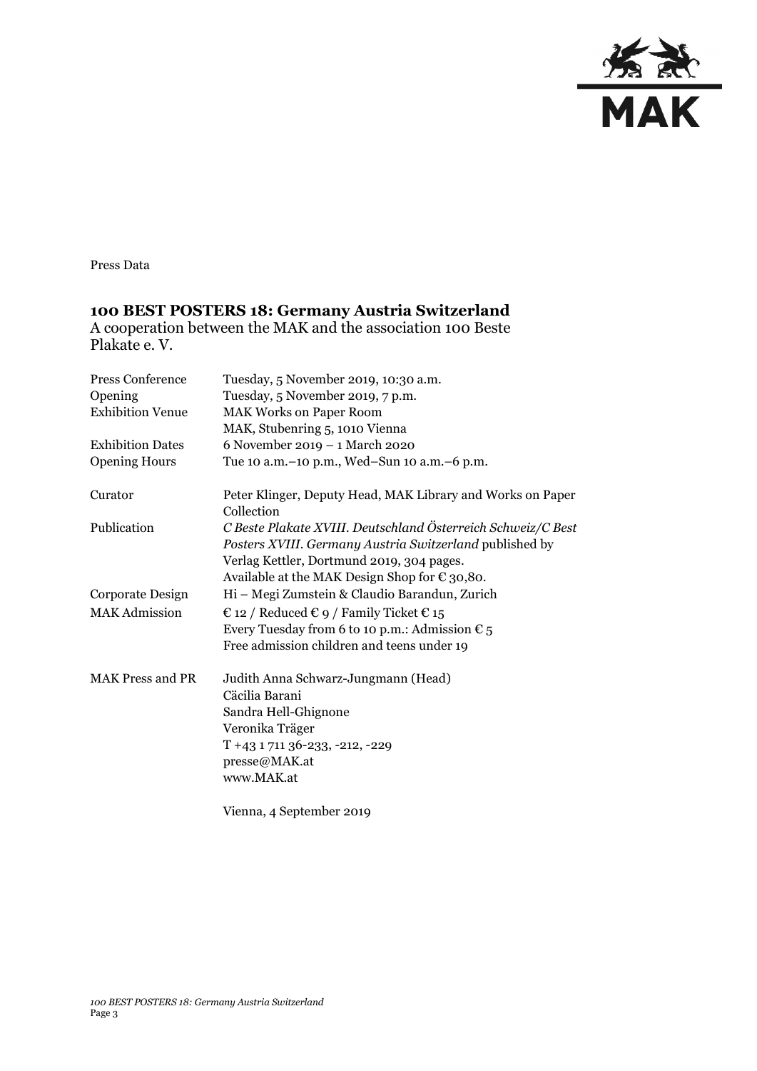Press Data

## 100 BEST POSTERS 18: Germany Austria Switzerland

A cooperation between the MAK and the association 100 Beste Plakate e. V.

| | |
|---|---|
| Press Conference | Tuesday, 5 November 2019, 10:30 a.m. |
| Opening | Tuesday, 5 November 2019, 7 p.m. |
| Exhibition Venue | MAK Works on Paper Room<br>MAK, Stubenring 5, 1010 Vienna |
| Exhibition Dates | 6 November 2019 – 1 March 2020 |
| Opening Hours | Tue 10 a.m.–10 p.m., Wed–Sun 10 a.m.–6 p.m. |
| Curator | Peter Klinger, Deputy Head, MAK Library and Works on Paper Collection |
| Publication | *C Beste Plakate XVIII. Deutschland Österreich Schweiz/C Best Posters XVIII. Germany Austria Switzerland* published by Verlag Kettler, Dortmund 2019, 304 pages.<br>Available at the MAK Design Shop for € 30,80. |
| Corporate Design | Hi – Megi Zumstein & Claudio Barandun, Zurich |
| MAK Admission | € 12 / Reduced € 9 / Family Ticket € 15<br>Every Tuesday from 6 to 10 p.m.: Admission € 5<br>Free admission children and teens under 19 |
| MAK Press and PR | Judith Anna Schwarz-Jungmann (Head)<br>Cäcilia Barani<br>Sandra Hell-Ghignone<br>Veronika Träger<br>T +43 1 711 36-233, -212, -229<br>presse@MAK.at<br>www.MAK.at |

Vienna, 4 September 2019